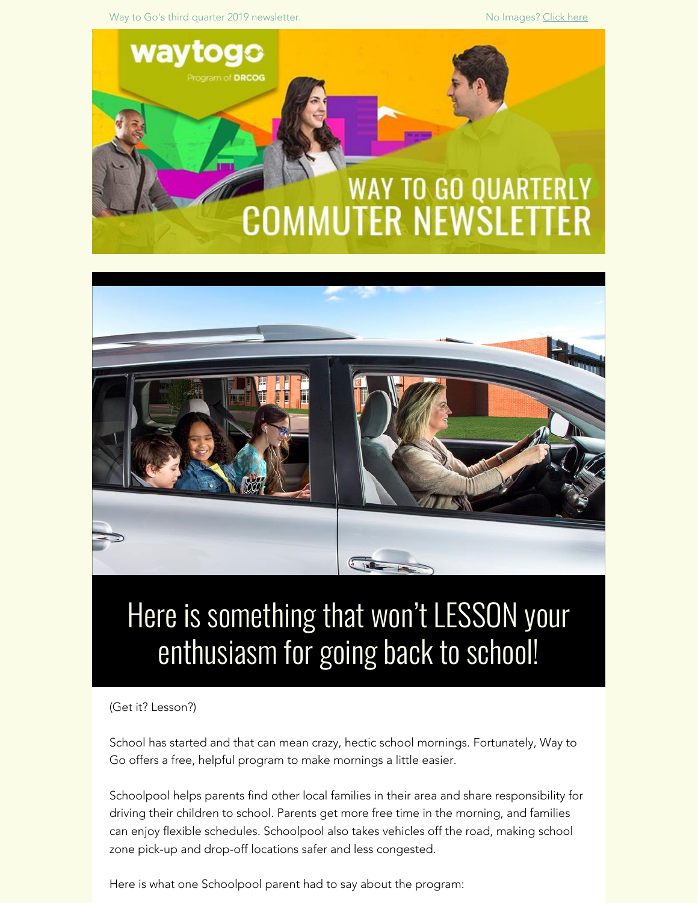Way to Go's third quarter 2019 newsletter.

No Images? Click here

# WAY TO GO QUARTERLY COMMUTER NEWSLETTER

## Here is something that won't LESSON your enthusiasm for going back to school!

(Get it? Lesson?)

School has started and that can mean crazy, hectic school mornings. Fortunately, Way to Go offers a free, helpful program to make mornings a little easier.

Schoolpool helps parents find other local families in their area and share responsibility for driving their children to school. Parents get more free time in the morning, and families can enjoy flexible schedules. Schoolpool also takes vehicles off the road, making school zone pick-up and drop-off locations safer and less congested.

Here is what one Schoolpool parent had to say about the program: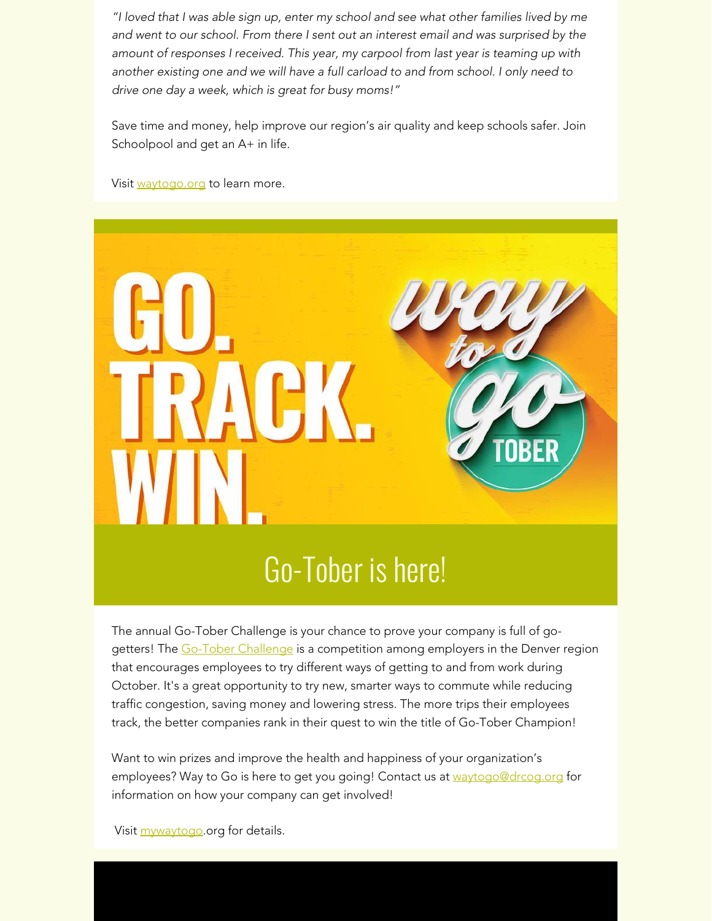*"I loved that I was able sign up, enter my school and see what other families lived by me and went to our school. From there I sent out an interest email and was surprised by the amount of responses I received. This year, my carpool from last year is teaming up with another existing one and we will have a full carload to and from school. I only need to drive one day a week, which is great for busy moms!"*

Save time and money, help improve our region's air quality and keep schools safer. Join Schoolpool and get an A+ in life.

Visit waytogo.org to learn more.

## Go-Tober is here!

The annual Go-Tober Challenge is your chance to prove your company is full of go-getters! The Go-Tober Challenge is a competition among employers in the Denver region that encourages employees to try different ways of getting to and from work during October. It's a great opportunity to try new, smarter ways to commute while reducing traffic congestion, saving money and lowering stress. The more trips their employees track, the better companies rank in their quest to win the title of Go-Tober Champion!

Want to win prizes and improve the health and happiness of your organization's employees? Way to Go is here to get you going! Contact us at waytogo@drcog.org for information on how your company can get involved!

Visit mywaytogo.org for details.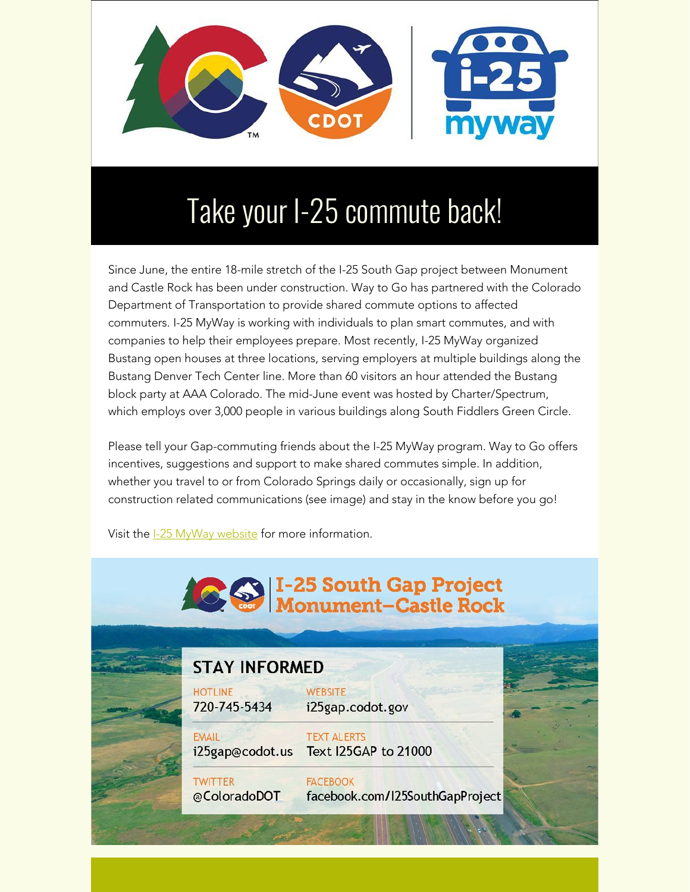# Take your I-25 commute back!

Since June, the entire 18-mile stretch of the I-25 South Gap project between Monument and Castle Rock has been under construction. Way to Go has partnered with the Colorado Department of Transportation to provide shared commute options to affected commuters. I-25 MyWay is working with individuals to plan smart commutes, and with companies to help their employees prepare. Most recently, I-25 MyWay organized Bustang open houses at three locations, serving employers at multiple buildings along the Bustang Denver Tech Center line. More than 60 visitors an hour attended the Bustang block party at AAA Colorado. The mid-June event was hosted by Charter/Spectrum, which employs over 3,000 people in various buildings along South Fiddlers Green Circle.

Please tell your Gap-commuting friends about the I-25 MyWay program. Way to Go offers incentives, suggestions and support to make shared commutes simple. In addition, whether you travel to or from Colorado Springs daily or occasionally, sign up for construction related communications (see image) and stay in the know before you go!

Visit the I-25 MyWay website for more information.

## I-25 South Gap Project Monument–Castle Rock

### STAY INFORMED

| | |
|---|---|
| HOTLINE<br>720-745-5434 | WEBSITE<br>i25gap.codot.gov |
| EMAIL<br>i25gap@codot.us | TEXT ALERTS<br>Text I25GAP to 21000 |
| TWITTER<br>@ColoradoDOT | FACEBOOK<br>facebook.com/I25SouthGapProject |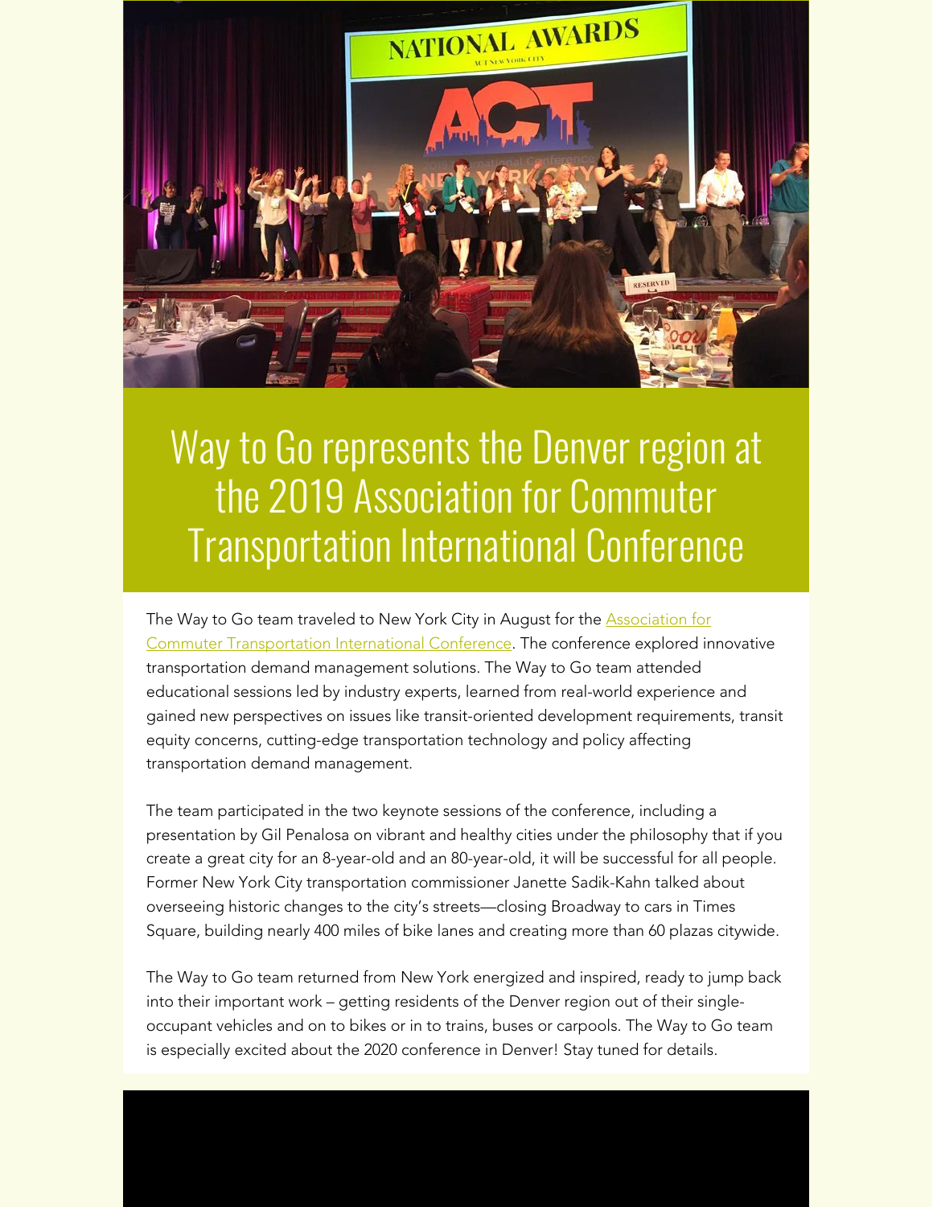# Way to Go represents the Denver region at the 2019 Association for Commuter Transportation International Conference

The Way to Go team traveled to New York City in August for the Association for Commuter Transportation International Conference. The conference explored innovative transportation demand management solutions. The Way to Go team attended educational sessions led by industry experts, learned from real-world experience and gained new perspectives on issues like transit-oriented development requirements, transit equity concerns, cutting-edge transportation technology and policy affecting transportation demand management.

The team participated in the two keynote sessions of the conference, including a presentation by Gil Penalosa on vibrant and healthy cities under the philosophy that if you create a great city for an 8-year-old and an 80-year-old, it will be successful for all people. Former New York City transportation commissioner Janette Sadik-Kahn talked about overseeing historic changes to the city's streets—closing Broadway to cars in Times Square, building nearly 400 miles of bike lanes and creating more than 60 plazas citywide.

The Way to Go team returned from New York energized and inspired, ready to jump back into their important work – getting residents of the Denver region out of their single-occupant vehicles and on to bikes or in to trains, buses or carpools. The Way to Go team is especially excited about the 2020 conference in Denver! Stay tuned for details.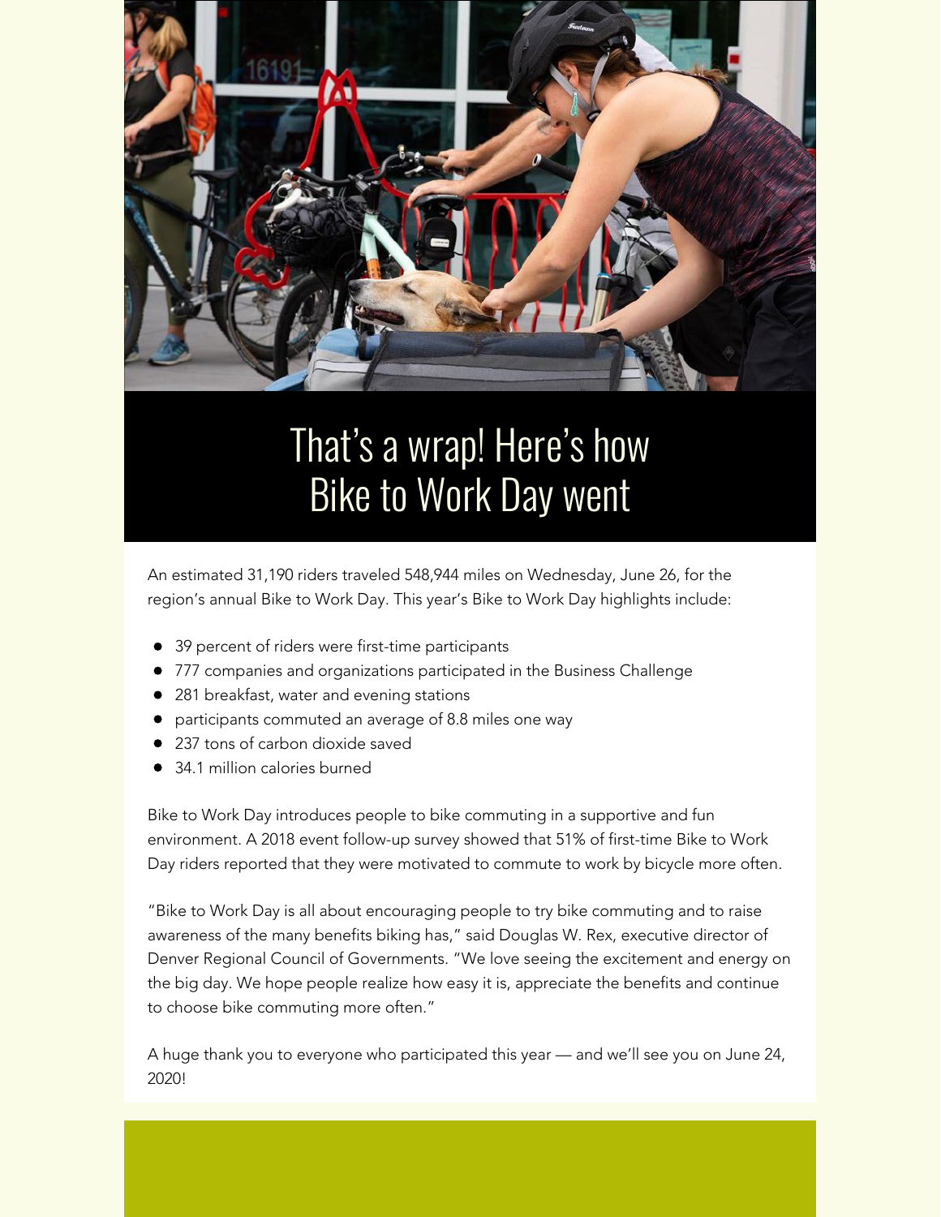# That's a wrap! Here's how Bike to Work Day went

An estimated 31,190 riders traveled 548,944 miles on Wednesday, June 26, for the region's annual Bike to Work Day. This year's Bike to Work Day highlights include:

- 39 percent of riders were first-time participants
- 777 companies and organizations participated in the Business Challenge
- 281 breakfast, water and evening stations
- participants commuted an average of 8.8 miles one way
- 237 tons of carbon dioxide saved
- 34.1 million calories burned

Bike to Work Day introduces people to bike commuting in a supportive and fun environment. A 2018 event follow-up survey showed that 51% of first-time Bike to Work Day riders reported that they were motivated to commute to work by bicycle more often.

"Bike to Work Day is all about encouraging people to try bike commuting and to raise awareness of the many benefits biking has," said Douglas W. Rex, executive director of Denver Regional Council of Governments. "We love seeing the excitement and energy on the big day. We hope people realize how easy it is, appreciate the benefits and continue to choose bike commuting more often."

A huge thank you to everyone who participated this year — and we'll see you on June 24, 2020!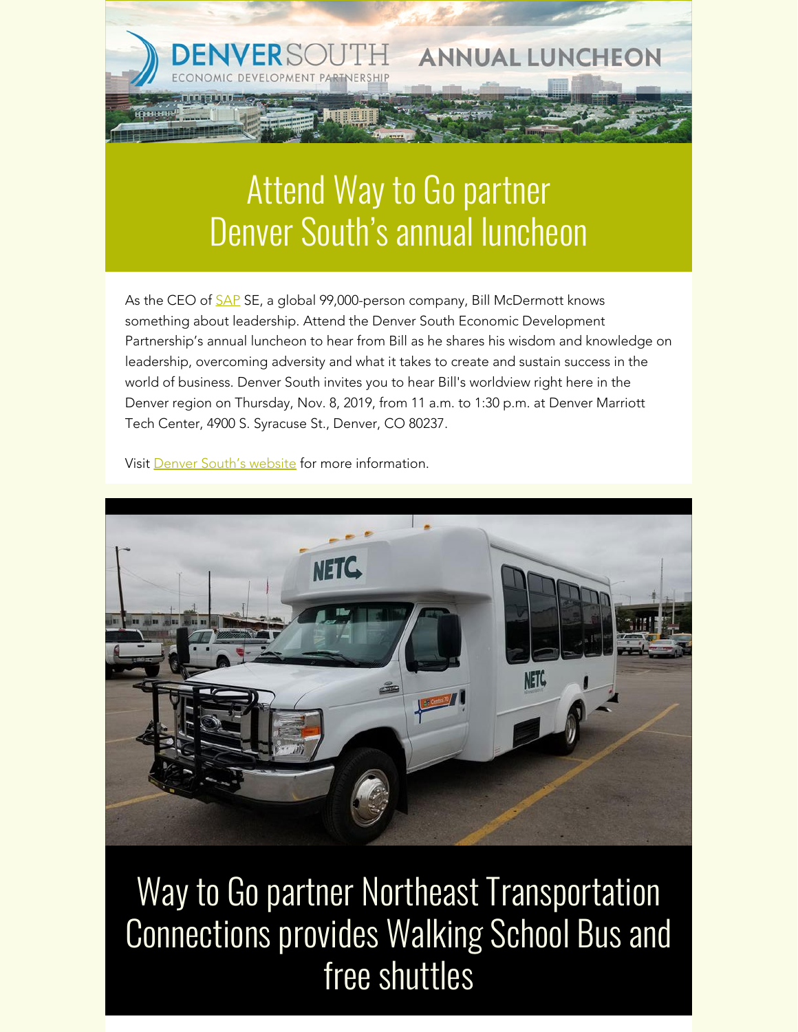DENVERSOUTH ECONOMIC DEVELOPMENT PARTNERSHIP ANNUAL LUNCHEON

# Attend Way to Go partner Denver South's annual luncheon

As the CEO of SAP SE, a global 99,000-person company, Bill McDermott knows something about leadership. Attend the Denver South Economic Development Partnership's annual luncheon to hear from Bill as he shares his wisdom and knowledge on leadership, overcoming adversity and what it takes to create and sustain success in the world of business. Denver South invites you to hear Bill's worldview right here in the Denver region on Thursday, Nov. 8, 2019, from 11 a.m. to 1:30 p.m. at Denver Marriott Tech Center, 4900 S. Syracuse St., Denver, CO 80237.

Visit Denver South's website for more information.

# Way to Go partner Northeast Transportation Connections provides Walking School Bus and free shuttles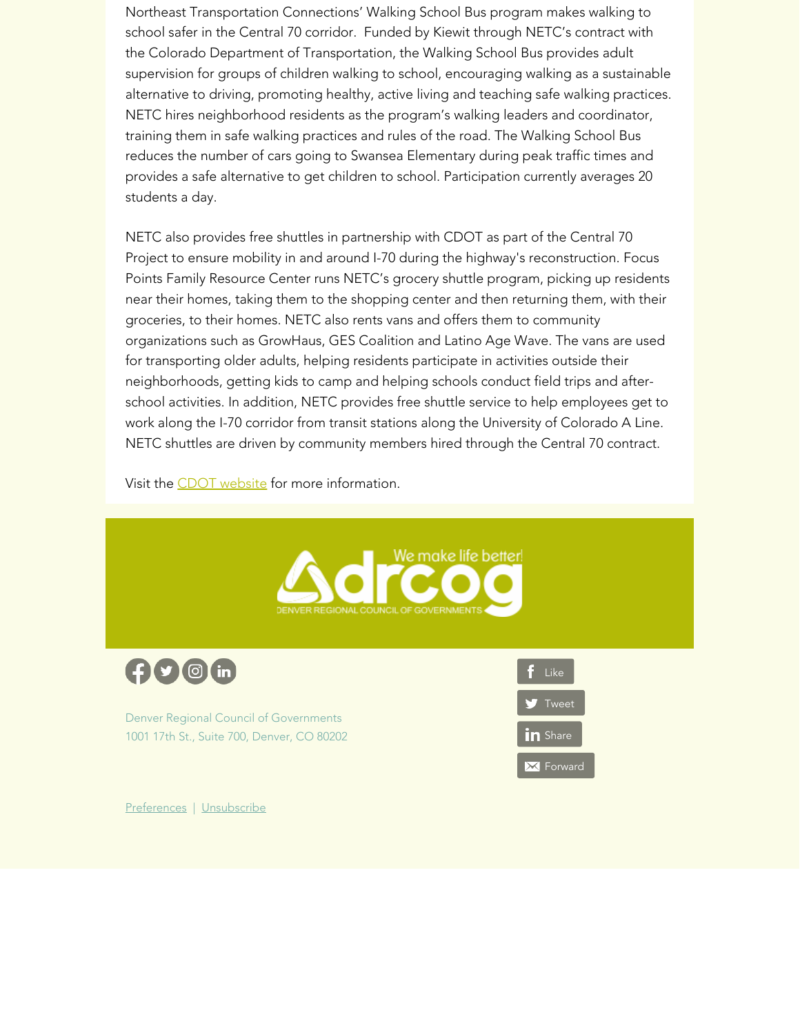Northeast Transportation Connections' Walking School Bus program makes walking to school safer in the Central 70 corridor.  Funded by Kiewit through NETC's contract with the Colorado Department of Transportation, the Walking School Bus provides adult supervision for groups of children walking to school, encouraging walking as a sustainable alternative to driving, promoting healthy, active living and teaching safe walking practices. NETC hires neighborhood residents as the program's walking leaders and coordinator, training them in safe walking practices and rules of the road. The Walking School Bus reduces the number of cars going to Swansea Elementary during peak traffic times and provides a safe alternative to get children to school. Participation currently averages 20 students a day.

NETC also provides free shuttles in partnership with CDOT as part of the Central 70 Project to ensure mobility in and around I-70 during the highway's reconstruction. Focus Points Family Resource Center runs NETC's grocery shuttle program, picking up residents near their homes, taking them to the shopping center and then returning them, with their groceries, to their homes. NETC also rents vans and offers them to community organizations such as GrowHaus, GES Coalition and Latino Age Wave. The vans are used for transporting older adults, helping residents participate in activities outside their neighborhoods, getting kids to camp and helping schools conduct field trips and after-school activities. In addition, NETC provides free shuttle service to help employees get to work along the I-70 corridor from transit stations along the University of Colorado A Line. NETC shuttles are driven by community members hired through the Central 70 contract.

Visit the [CDOT website] for more information.

We make life better!
drcog
DENVER REGIONAL COUNCIL OF GOVERNMENTS

Like
Tweet
Share
Forward

Denver Regional Council of Governments
1001 17th St., Suite 700, Denver, CO 80202

Preferences | Unsubscribe